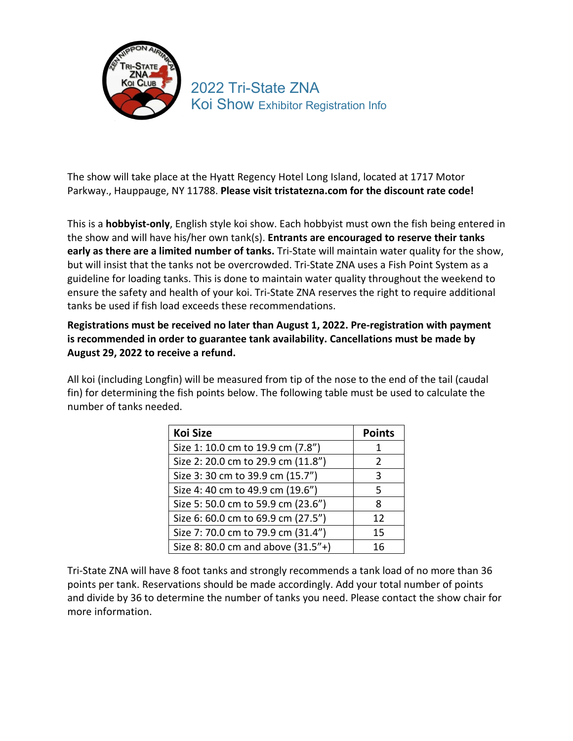# 2022 Tri-State ZNA Koi Show Exhibitor Registration Info

The show will take place at the Hyatt Regency Hotel Long Island, located at 1717 Motor Parkway., Hauppauge, NY 11788. **Please visit tristatezna.com for the discount rate code!**

This is a **hobbyist-only**, English style koi show. Each hobbyist must own the fish being entered in the show and will have his/her own tank(s). **Entrants are encouraged to reserve their tanks early as there are a limited number of tanks.** Tri-State will maintain water quality for the show, but will insist that the tanks not be overcrowded. Tri-State ZNA uses a Fish Point System as a guideline for loading tanks. This is done to maintain water quality throughout the weekend to ensure the safety and health of your koi. Tri-State ZNA reserves the right to require additional tanks be used if fish load exceeds these recommendations.

**Registrations must be received no later than August 1, 2022. Pre-registration with payment is recommended in order to guarantee tank availability. Cancellations must be made by August 29, 2022 to receive a refund.**

All koi (including Longfin) will be measured from tip of the nose to the end of the tail (caudal fin) for determining the fish points below. The following table must be used to calculate the number of tanks needed.

| Koi Size | Points |
|---|---|
| Size 1: 10.0 cm to 19.9 cm (7.8") | 1 |
| Size 2: 20.0 cm to 29.9 cm (11.8") | 2 |
| Size 3: 30 cm to 39.9 cm (15.7") | 3 |
| Size 4: 40 cm to 49.9 cm (19.6") | 5 |
| Size 5: 50.0 cm to 59.9 cm (23.6") | 8 |
| Size 6: 60.0 cm to 69.9 cm (27.5") | 12 |
| Size 7: 70.0 cm to 79.9 cm (31.4") | 15 |
| Size 8: 80.0 cm and above (31.5"+) | 16 |

Tri-State ZNA will have 8 foot tanks and strongly recommends a tank load of no more than 36 points per tank. Reservations should be made accordingly. Add your total number of points and divide by 36 to determine the number of tanks you need. Please contact the show chair for more information.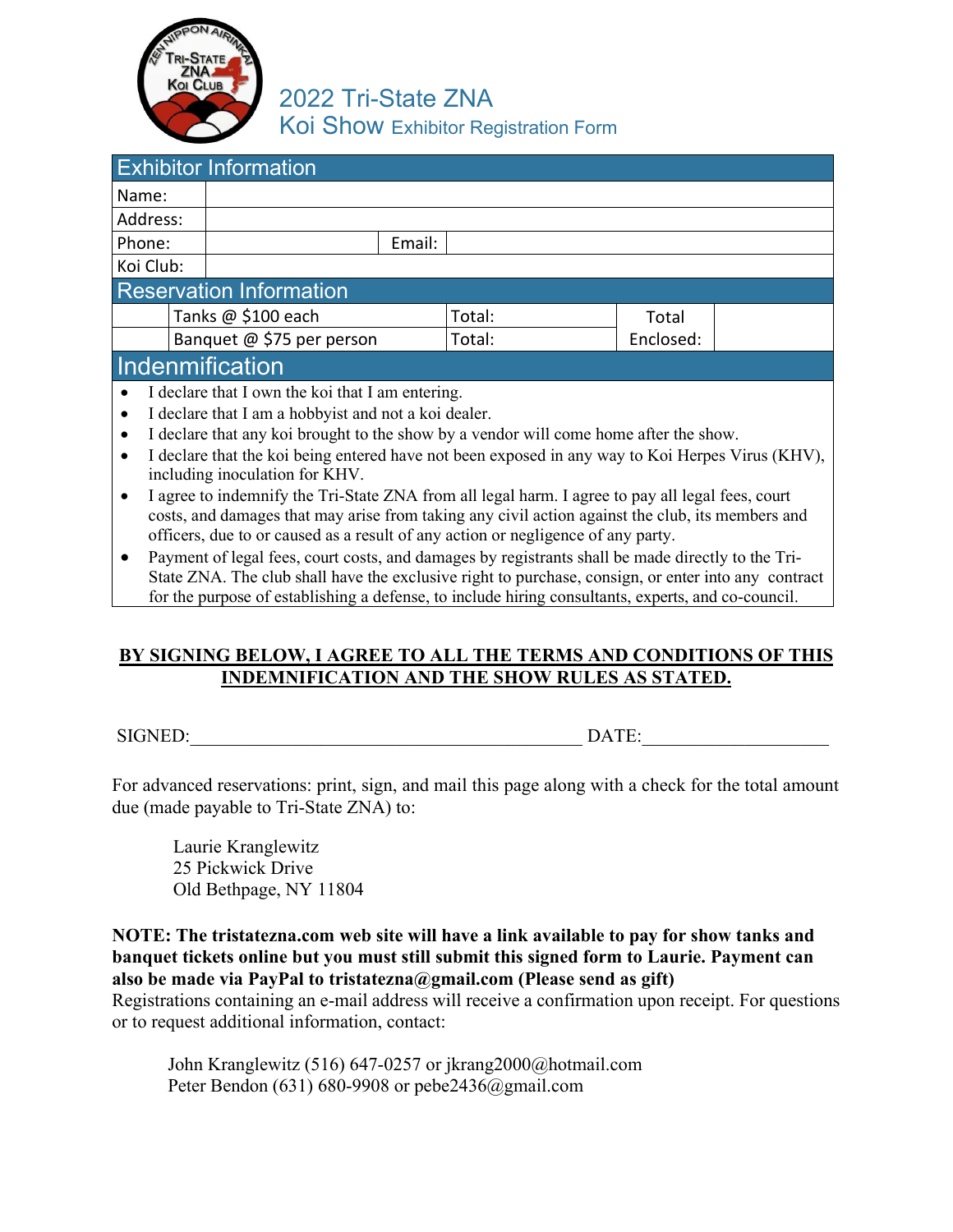# 2022 Tri-State ZNA Koi Show Exhibitor Registration Form

## Exhibitor Information

| | |
|---|---|
| Name: | |
| Address: | |
| Phone: | Email: |
| Koi Club: | |

## Reservation Information

| | | | | |
|---|---|---|---|---|
| | Tanks @ $100 each | Total: | Total Enclosed: | |
| | Banquet @ $75 per person | Total: | | |

## Indenmification

- I declare that I own the koi that I am entering.
- I declare that I am a hobbyist and not a koi dealer.
- I declare that any koi brought to the show by a vendor will come home after the show.
- I declare that the koi being entered have not been exposed in any way to Koi Herpes Virus (KHV), including inoculation for KHV.
- I agree to indemnify the Tri-State ZNA from all legal harm. I agree to pay all legal fees, court costs, and damages that may arise from taking any civil action against the club, its members and officers, due to or caused as a result of any action or negligence of any party.
- Payment of legal fees, court costs, and damages by registrants shall be made directly to the Tri-State ZNA. The club shall have the exclusive right to purchase, consign, or enter into any contract for the purpose of establishing a defense, to include hiring consultants, experts, and co-council.

**BY SIGNING BELOW, I AGREE TO ALL THE TERMS AND CONDITIONS OF THIS INDEMNIFICATION AND THE SHOW RULES AS STATED.**

SIGNED:________________________________________ DATE:__________________

For advanced reservations: print, sign, and mail this page along with a check for the total amount due (made payable to Tri-State ZNA) to:

Laurie Kranglewitz
25 Pickwick Drive
Old Bethpage, NY 11804

**NOTE: The tristatezna.com web site will have a link available to pay for show tanks and banquet tickets online but you must still submit this signed form to Laurie. Payment can also be made via PayPal to tristatezna@gmail.com (Please send as gift)**
Registrations containing an e-mail address will receive a confirmation upon receipt. For questions or to request additional information, contact:

John Kranglewitz (516) 647-0257 or jkrang2000@hotmail.com
Peter Bendon (631) 680-9908 or pebe2436@gmail.com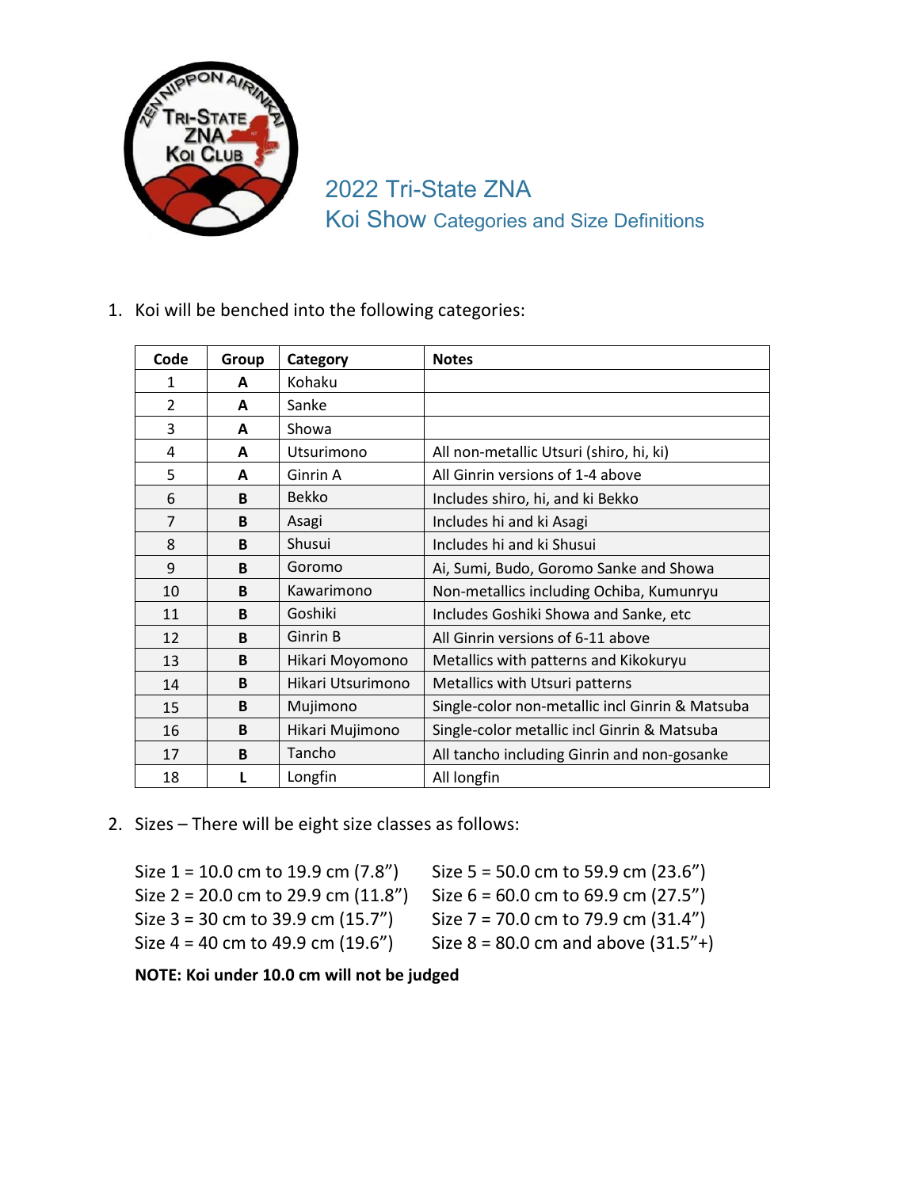# 2022 Tri-State ZNA
## Koi Show Categories and Size Definitions

1. Koi will be benched into the following categories:

| Code | Group | Category | Notes |
|---|---|---|---|
| 1 | **A** | Kohaku | |
| 2 | **A** | Sanke | |
| 3 | **A** | Showa | |
| 4 | **A** | Utsurimono | All non-metallic Utsuri (shiro, hi, ki) |
| 5 | **A** | Ginrin A | All Ginrin versions of 1-4 above |
| 6 | **B** | Bekko | Includes shiro, hi, and ki Bekko |
| 7 | **B** | Asagi | Includes hi and ki Asagi |
| 8 | **B** | Shusui | Includes hi and ki Shusui |
| 9 | **B** | Goromo | Ai, Sumi, Budo, Goromo Sanke and Showa |
| 10 | **B** | Kawarimono | Non-metallics including Ochiba, Kumunryu |
| 11 | **B** | Goshiki | Includes Goshiki Showa and Sanke, etc |
| 12 | **B** | Ginrin B | All Ginrin versions of 6-11 above |
| 13 | **B** | Hikari Moyomono | Metallics with patterns and Kikokuryu |
| 14 | **B** | Hikari Utsurimono | Metallics with Utsuri patterns |
| 15 | **B** | Mujimono | Single-color non-metallic incl Ginrin & Matsuba |
| 16 | **B** | Hikari Mujimono | Single-color metallic incl Ginrin & Matsuba |
| 17 | **B** | Tancho | All tancho including Ginrin and non-gosanke |
| 18 | **L** | Longfin | All longfin |

2. Sizes – There will be eight size classes as follows:

Size 1 = 10.0 cm to 19.9 cm (7.8”)
Size 2 = 20.0 cm to 29.9 cm (11.8”)
Size 3 = 30 cm to 39.9 cm (15.7”)
Size 4 = 40 cm to 49.9 cm (19.6”)
Size 5 = 50.0 cm to 59.9 cm (23.6”)
Size 6 = 60.0 cm to 69.9 cm (27.5”)
Size 7 = 70.0 cm to 79.9 cm (31.4”)
Size 8 = 80.0 cm and above (31.5”+)

**NOTE: Koi under 10.0 cm will not be judged**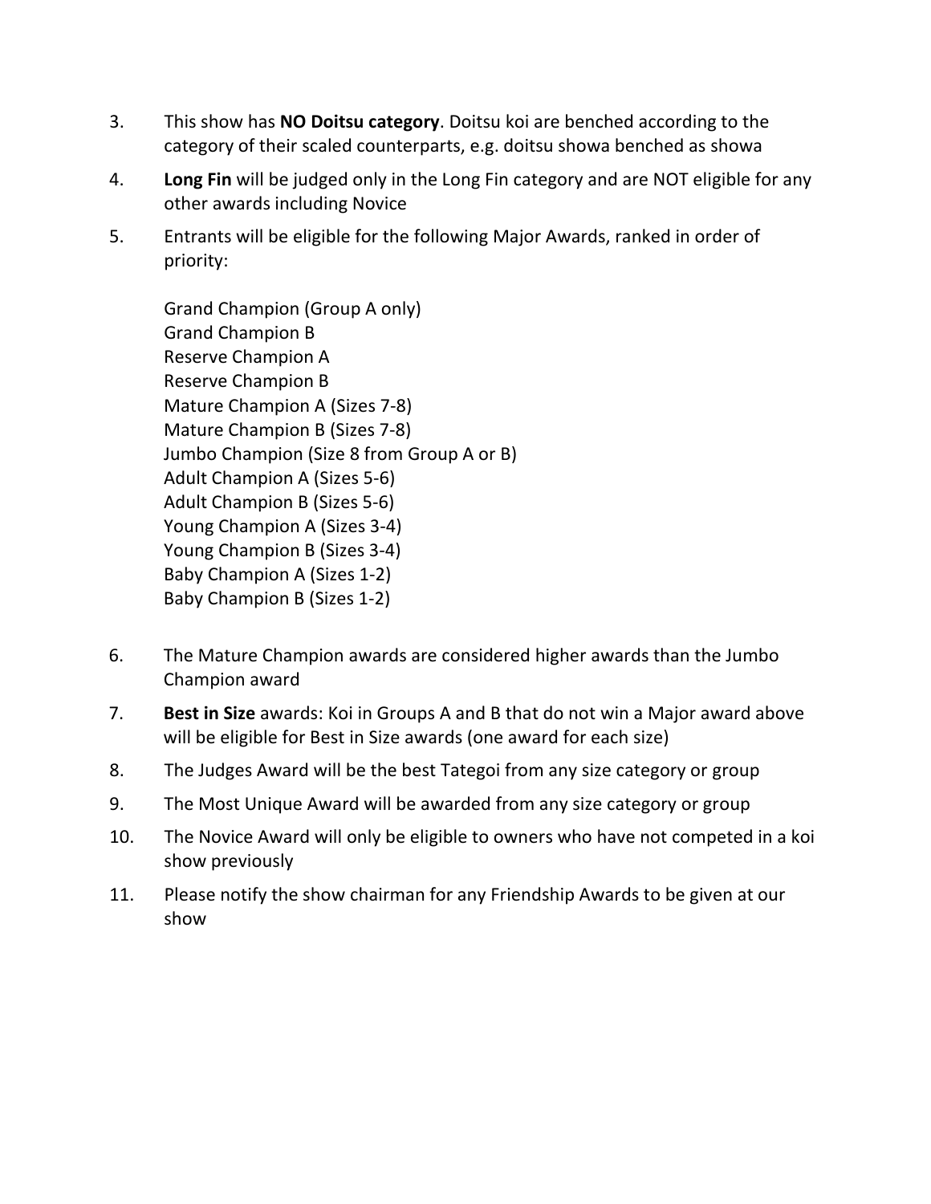3. This show has **NO Doitsu category**. Doitsu koi are benched according to the category of their scaled counterparts, e.g. doitsu showa benched as showa
4. **Long Fin** will be judged only in the Long Fin category and are NOT eligible for any other awards including Novice
5. Entrants will be eligible for the following Major Awards, ranked in order of priority:

   Grand Champion (Group A only)
   Grand Champion B
   Reserve Champion A
   Reserve Champion B
   Mature Champion A (Sizes 7-8)
   Mature Champion B (Sizes 7-8)
   Jumbo Champion (Size 8 from Group A or B)
   Adult Champion A (Sizes 5-6)
   Adult Champion B (Sizes 5-6)
   Young Champion A (Sizes 3-4)
   Young Champion B (Sizes 3-4)
   Baby Champion A (Sizes 1-2)
   Baby Champion B (Sizes 1-2)

6. The Mature Champion awards are considered higher awards than the Jumbo Champion award
7. **Best in Size** awards: Koi in Groups A and B that do not win a Major award above will be eligible for Best in Size awards (one award for each size)
8. The Judges Award will be the best Tategoi from any size category or group
9. The Most Unique Award will be awarded from any size category or group
10. The Novice Award will only be eligible to owners who have not competed in a koi show previously
11. Please notify the show chairman for any Friendship Awards to be given at our show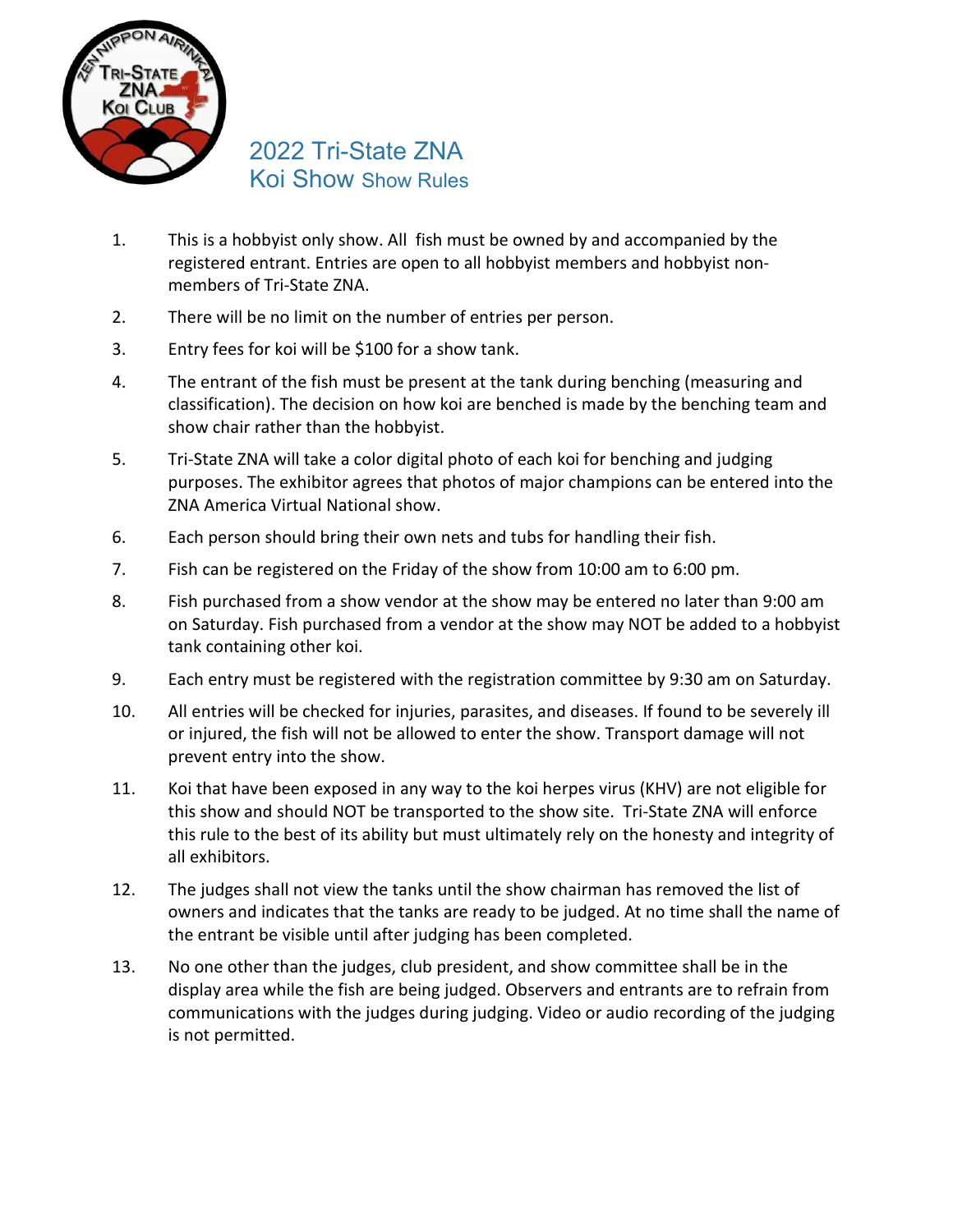# 2022 Tri-State ZNA Koi Show Show Rules

1. This is a hobbyist only show. All fish must be owned by and accompanied by the registered entrant. Entries are open to all hobbyist members and hobbyist non-members of Tri-State ZNA.
2. There will be no limit on the number of entries per person.
3. Entry fees for koi will be $100 for a show tank.
4. The entrant of the fish must be present at the tank during benching (measuring and classification). The decision on how koi are benched is made by the benching team and show chair rather than the hobbyist.
5. Tri-State ZNA will take a color digital photo of each koi for benching and judging purposes. The exhibitor agrees that photos of major champions can be entered into the ZNA America Virtual National show.
6. Each person should bring their own nets and tubs for handling their fish.
7. Fish can be registered on the Friday of the show from 10:00 am to 6:00 pm.
8. Fish purchased from a show vendor at the show may be entered no later than 9:00 am on Saturday. Fish purchased from a vendor at the show may NOT be added to a hobbyist tank containing other koi.
9. Each entry must be registered with the registration committee by 9:30 am on Saturday.
10. All entries will be checked for injuries, parasites, and diseases. If found to be severely ill or injured, the fish will not be allowed to enter the show. Transport damage will not prevent entry into the show.
11. Koi that have been exposed in any way to the koi herpes virus (KHV) are not eligible for this show and should NOT be transported to the show site. Tri-State ZNA will enforce this rule to the best of its ability but must ultimately rely on the honesty and integrity of all exhibitors.
12. The judges shall not view the tanks until the show chairman has removed the list of owners and indicates that the tanks are ready to be judged. At no time shall the name of the entrant be visible until after judging has been completed.
13. No one other than the judges, club president, and show committee shall be in the display area while the fish are being judged. Observers and entrants are to refrain from communications with the judges during judging. Video or audio recording of the judging is not permitted.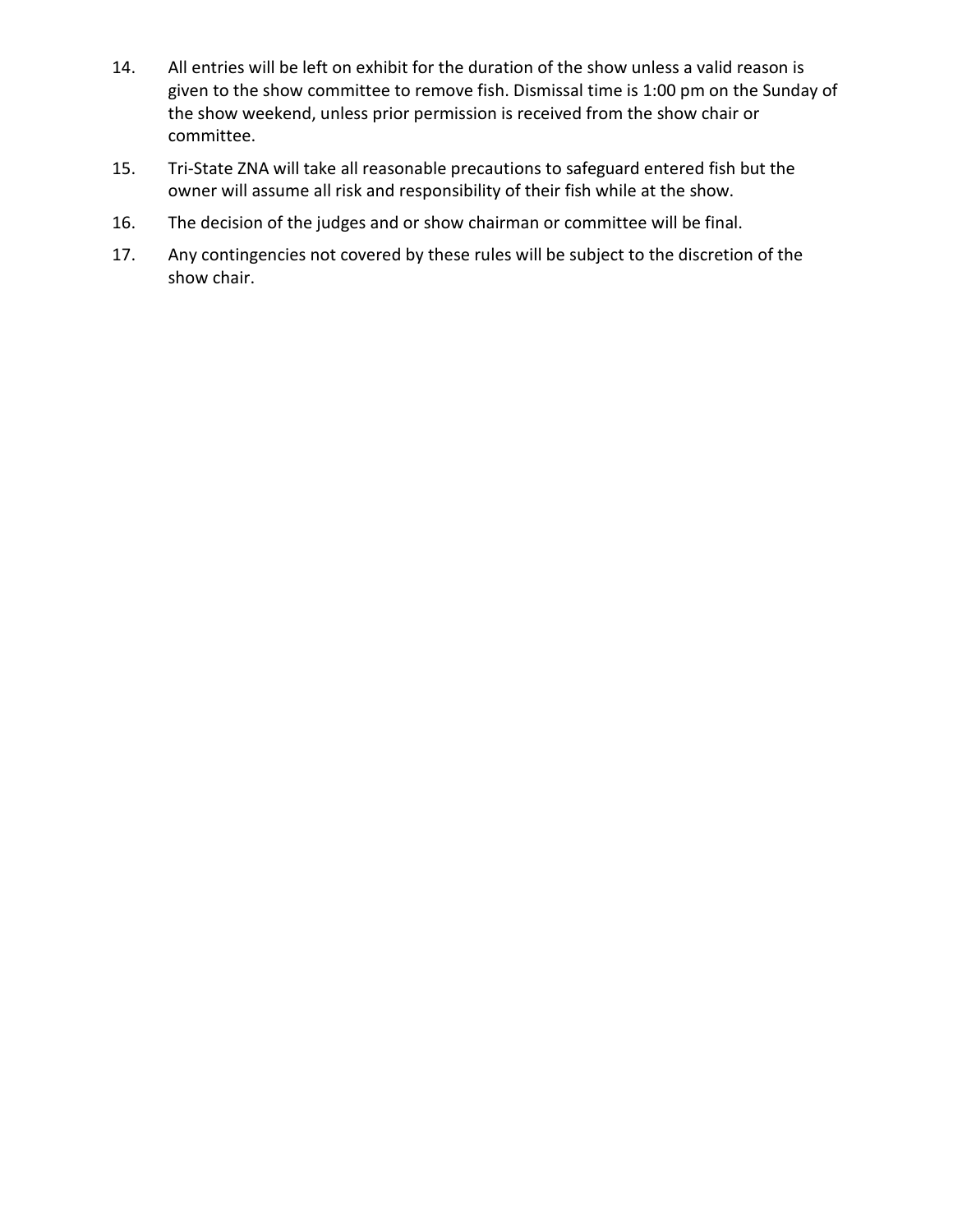14. All entries will be left on exhibit for the duration of the show unless a valid reason is given to the show committee to remove fish. Dismissal time is 1:00 pm on the Sunday of the show weekend, unless prior permission is received from the show chair or committee.
15. Tri-State ZNA will take all reasonable precautions to safeguard entered fish but the owner will assume all risk and responsibility of their fish while at the show.
16. The decision of the judges and or show chairman or committee will be final.
17. Any contingencies not covered by these rules will be subject to the discretion of the show chair.